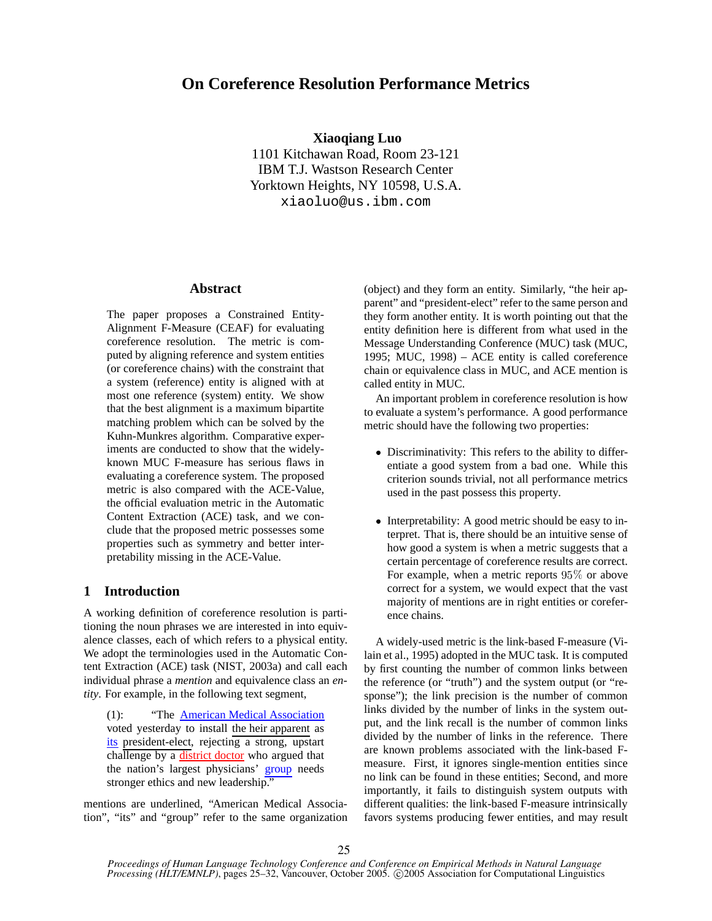# On Coreference Resolution Performance Metrics

**Xiaoqiang Luo**
1101 Kitchawan Road, Room 23-121
IBM T.J. Wastson Research Center
Yorktown Heights, NY 10598, U.S.A.
xiaoluo@us.ibm.com

## Abstract

The paper proposes a Constrained Entity-Alignment F-Measure (CEAF) for evaluating coreference resolution. The metric is computed by aligning reference and system entities (or coreference chains) with the constraint that a system (reference) entity is aligned with at most one reference (system) entity. We show that the best alignment is a maximum bipartite matching problem which can be solved by the Kuhn-Munkres algorithm. Comparative experiments are conducted to show that the widely-known MUC F-measure has serious flaws in evaluating a coreference system. The proposed metric is also compared with the ACE-Value, the official evaluation metric in the Automatic Content Extraction (ACE) task, and we conclude that the proposed metric possesses some properties such as symmetry and better interpretability missing in the ACE-Value.

## 1 Introduction

A working definition of coreference resolution is partitioning the noun phrases we are interested in into equivalence classes, each of which refers to a physical entity. We adopt the terminologies used in the Automatic Content Extraction (ACE) task (NIST, 2003a) and call each individual phrase a *mention* and equivalence class an *entity*. For example, in the following text segment,

> (1): "The American Medical Association voted yesterday to install the heir apparent as its president-elect, rejecting a strong, upstart challenge by a district doctor who argued that the nation's largest physicians' group needs stronger ethics and new leadership."

mentions are underlined, "American Medical Association", "its" and "group" refer to the same organization (object) and they form an entity. Similarly, "the heir apparent" and "president-elect" refer to the same person and they form another entity. It is worth pointing out that the entity definition here is different from what used in the Message Understanding Conference (MUC) task (MUC, 1995; MUC, 1998) – ACE entity is called coreference chain or equivalence class in MUC, and ACE mention is called entity in MUC.

An important problem in coreference resolution is how to evaluate a system's performance. A good performance metric should have the following two properties:

- Discriminativity: This refers to the ability to differentiate a good system from a bad one. While this criterion sounds trivial, not all performance metrics used in the past possess this property.
- Interpretability: A good metric should be easy to interpret. That is, there should be an intuitive sense of how good a system is when a metric suggests that a certain percentage of coreference results are correct. For example, when a metric reports $95\%$ or above correct for a system, we would expect that the vast majority of mentions are in right entities or coreference chains.

A widely-used metric is the link-based F-measure (Vilain et al., 1995) adopted in the MUC task. It is computed by first counting the number of common links between the reference (or "truth") and the system output (or "response"); the link precision is the number of common links divided by the number of links in the system output, and the link recall is the number of common links divided by the number of links in the reference. There are known problems associated with the link-based F-measure. First, it ignores single-mention entities since no link can be found in these entities; Second, and more importantly, it fails to distinguish system outputs with different qualities: the link-based F-measure intrinsically favors systems producing fewer entities, and may result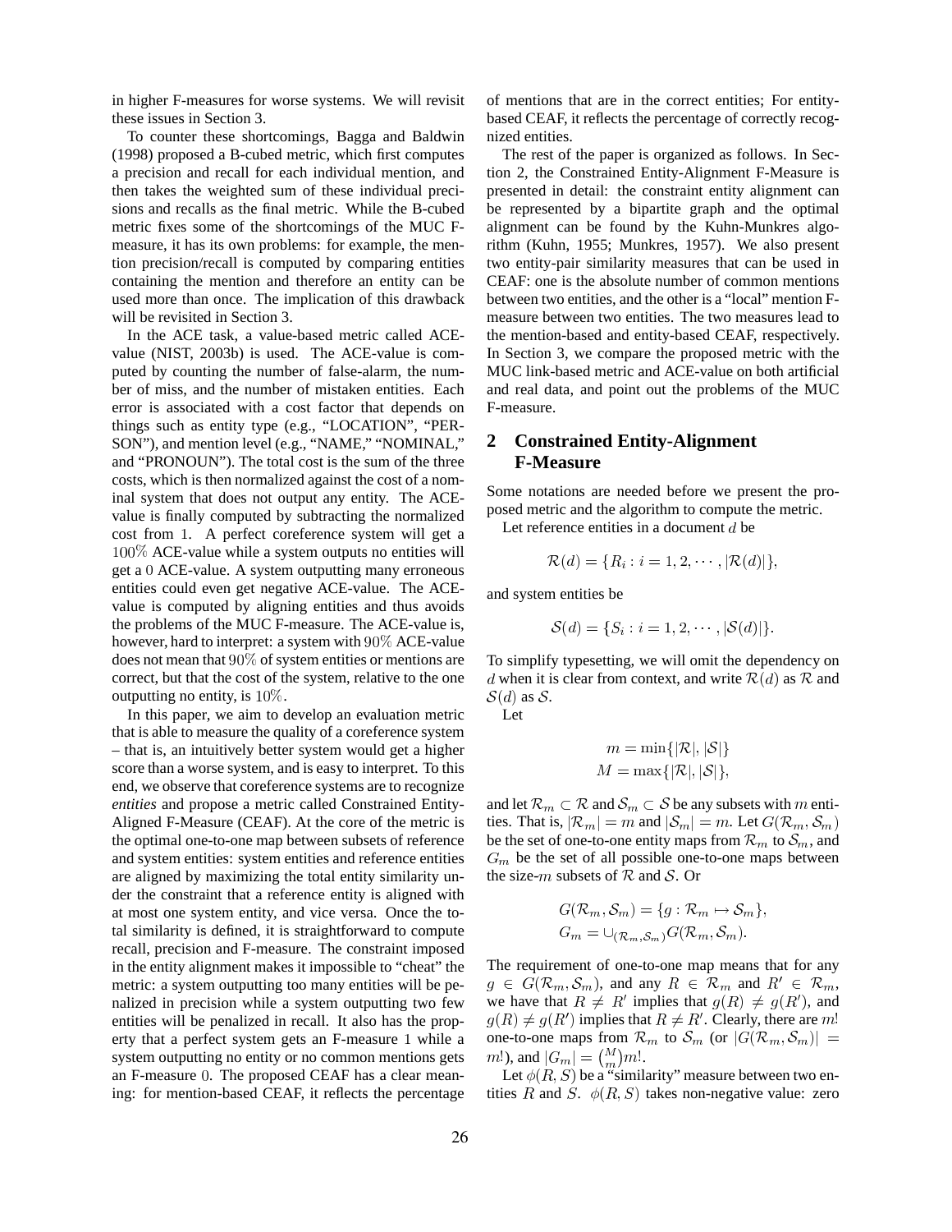in higher F-measures for worse systems. We will revisit these issues in Section 3.

To counter these shortcomings, Bagga and Baldwin (1998) proposed a B-cubed metric, which first computes a precision and recall for each individual mention, and then takes the weighted sum of these individual precisions and recalls as the final metric. While the B-cubed metric fixes some of the shortcomings of the MUC F-measure, it has its own problems: for example, the mention precision/recall is computed by comparing entities containing the mention and therefore an entity can be used more than once. The implication of this drawback will be revisited in Section 3.

In the ACE task, a value-based metric called ACE-value (NIST, 2003b) is used. The ACE-value is computed by counting the number of false-alarm, the number of miss, and the number of mistaken entities. Each error is associated with a cost factor that depends on things such as entity type (e.g., "LOCATION", "PERSON"), and mention level (e.g., "NAME," "NOMINAL," and "PRONOUN"). The total cost is the sum of the three costs, which is then normalized against the cost of a nominal system that does not output any entity. The ACE-value is finally computed by subtracting the normalized cost from $1$. A perfect coreference system will get a $100\%$ ACE-value while a system outputs no entities will get a $0$ ACE-value. A system outputting many erroneous entities could even get negative ACE-value. The ACE-value is computed by aligning entities and thus avoids the problems of the MUC F-measure. The ACE-value is, however, hard to interpret: a system with $90\%$ ACE-value does not mean that $90\%$ of system entities or mentions are correct, but that the cost of the system, relative to the one outputting no entity, is $10\%$.

In this paper, we aim to develop an evaluation metric that is able to measure the quality of a coreference system – that is, an intuitively better system would get a higher score than a worse system, and is easy to interpret. To this end, we observe that coreference systems are to recognize *entities* and propose a metric called Constrained Entity-Aligned F-Measure (CEAF). At the core of the metric is the optimal one-to-one map between subsets of reference and system entities: system entities and reference entities are aligned by maximizing the total entity similarity under the constraint that a reference entity is aligned with at most one system entity, and vice versa. Once the total similarity is defined, it is straightforward to compute recall, precision and F-measure. The constraint imposed in the entity alignment makes it impossible to "cheat" the metric: a system outputting too many entities will be penalized in precision while a system outputting two few entities will be penalized in recall. It also has the property that a perfect system gets an F-measure $1$ while a system outputting no entity or no common mentions gets an F-measure $0$. The proposed CEAF has a clear meaning: for mention-based CEAF, it reflects the percentage of mentions that are in the correct entities; For entity-based CEAF, it reflects the percentage of correctly recognized entities.

The rest of the paper is organized as follows. In Section 2, the Constrained Entity-Alignment F-Measure is presented in detail: the constraint entity alignment can be represented by a bipartite graph and the optimal alignment can be found by the Kuhn-Munkres algorithm (Kuhn, 1955; Munkres, 1957). We also present two entity-pair similarity measures that can be used in CEAF: one is the absolute number of common mentions between two entities, and the other is a "local" mention F-measure between two entities. The two measures lead to the mention-based and entity-based CEAF, respectively. In Section 3, we compare the proposed metric with the MUC link-based metric and ACE-value on both artificial and real data, and point out the problems of the MUC F-measure.

## 2 Constrained Entity-Alignment F-Measure

Some notations are needed before we present the proposed metric and the algorithm to compute the metric.

Let reference entities in a document $d$ be

$$\mathcal{R}(d) = \{R_i : i = 1, 2, \cdots, |\mathcal{R}(d)|\},$$

and system entities be

$$\mathcal{S}(d) = \{S_i : i = 1, 2, \cdots, |\mathcal{S}(d)|\}.$$

To simplify typesetting, we will omit the dependency on $d$ when it is clear from context, and write $\mathcal{R}(d)$ as $\mathcal{R}$ and $\mathcal{S}(d)$ as $\mathcal{S}$.

Let

$$m = \min\{|\mathcal{R}|, |\mathcal{S}|\}$$
$$M = \max\{|\mathcal{R}|, |\mathcal{S}|\},$$

and let $\mathcal{R}_m \subset \mathcal{R}$ and $\mathcal{S}_m \subset \mathcal{S}$ be any subsets with $m$ entities. That is, $|\mathcal{R}_m| = m$ and $|\mathcal{S}_m| = m$. Let $G(\mathcal{R}_m, \mathcal{S}_m)$ be the set of one-to-one entity maps from $\mathcal{R}_m$ to $\mathcal{S}_m$, and $G_m$ be the set of all possible one-to-one maps between the size-$m$ subsets of $\mathcal{R}$ and $\mathcal{S}$. Or

$$G(\mathcal{R}_m, \mathcal{S}_m) = \{g : \mathcal{R}_m \mapsto \mathcal{S}_m\},$$
$$G_m = \cup_{(\mathcal{R}_m, \mathcal{S}_m)} G(\mathcal{R}_m, \mathcal{S}_m).$$

The requirement of one-to-one map means that for any $g \in G(\mathcal{R}_m, \mathcal{S}_m)$, and any $R \in \mathcal{R}_m$ and $R' \in \mathcal{R}_m$, we have that $R \neq R'$ implies that $g(R) \neq g(R')$, and $g(R) \neq g(R')$ implies that $R \neq R'$. Clearly, there are $m!$ one-to-one maps from $\mathcal{R}_m$ to $\mathcal{S}_m$ (or $|G(\mathcal{R}_m, \mathcal{S}_m)| = m!$), and $|G_m| = \binom{M}{m} m!$.

Let $\phi(R, S)$ be a "similarity" measure between two entities $R$ and $S$. $\phi(R, S)$ takes non-negative value: zero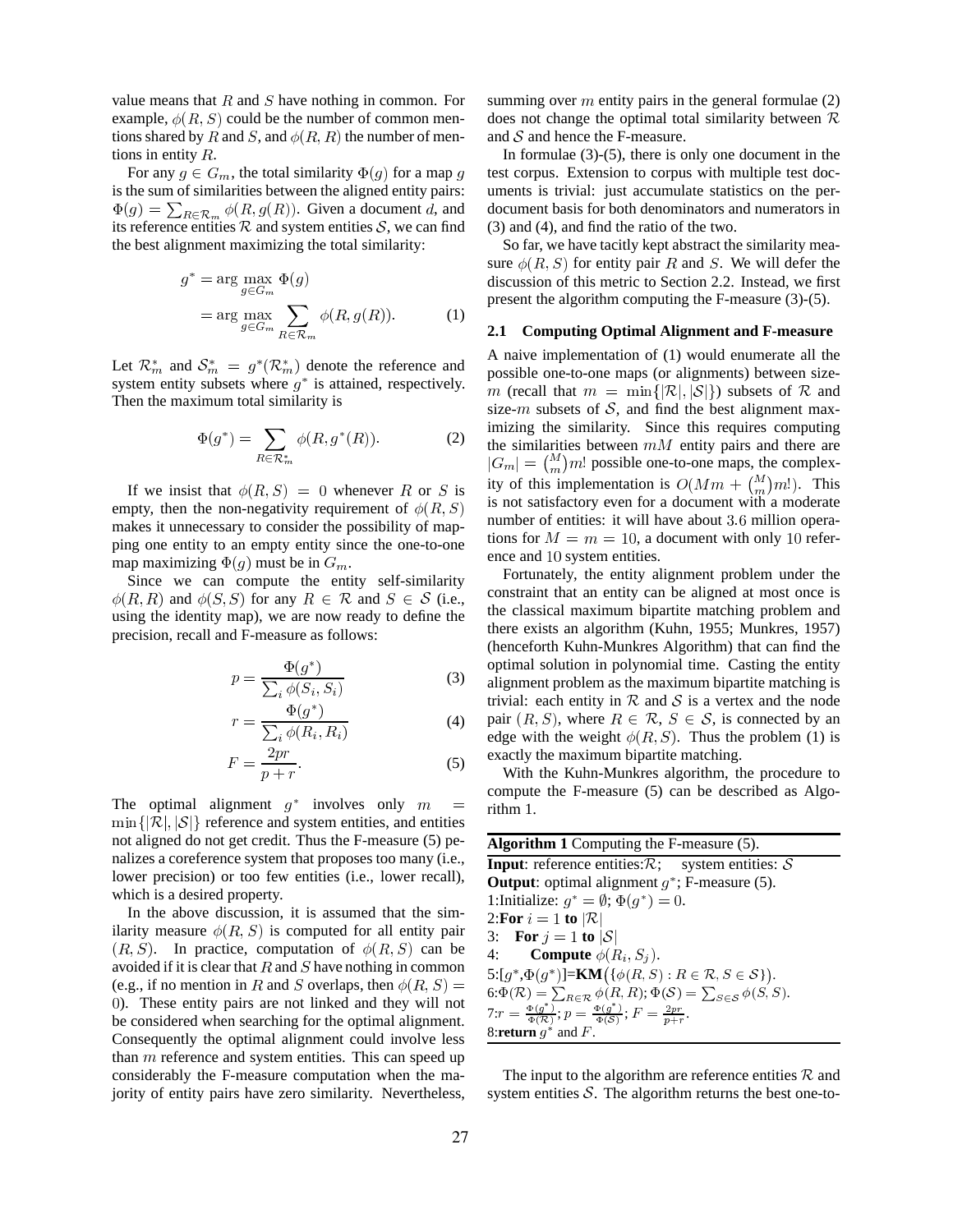value means that $R$ and $S$ have nothing in common. For example, $\phi(R, S)$ could be the number of common mentions shared by $R$ and $S$, and $\phi(R, R)$ the number of mentions in entity $R$.

For any $g \in G_m$, the total similarity $\Phi(g)$ for a map $g$ is the sum of similarities between the aligned entity pairs: $\Phi(g) = \sum_{R \in \mathcal{R}_m} \phi(R, g(R))$. Given a document $d$, and its reference entities $\mathcal{R}$ and system entities $\mathcal{S}$, we can find the best alignment maximizing the total similarity:

$$
\begin{aligned}
g^* &= \arg\max_{g \in G_m} \Phi(g) \\
&= \arg\max_{g \in G_m} \sum_{R \in \mathcal{R}_m} \phi(R, g(R)). \qquad (1)
\end{aligned}
$$

Let $\mathcal{R}_m^*$ and $\mathcal{S}_m^* = g^*(\mathcal{R}_m^*)$ denote the reference and system entity subsets where $g^*$ is attained, respectively. Then the maximum total similarity is

$$
\Phi(g^*) = \sum_{R \in \mathcal{R}_m^*} \phi(R, g^*(R)). \qquad (2)
$$

If we insist that $\phi(R, S) = 0$ whenever $R$ or $S$ is empty, then the non-negativity requirement of $\phi(R, S)$ makes it unnecessary to consider the possibility of mapping one entity to an empty entity since the one-to-one map maximizing $\Phi(g)$ must be in $G_m$.

Since we can compute the entity self-similarity $\phi(R, R)$ and $\phi(S, S)$ for any $R \in \mathcal{R}$ and $S \in \mathcal{S}$ (i.e., using the identity map), we are now ready to define the precision, recall and F-measure as follows:

$$
p = \frac{\Phi(g^*)}{\sum_i \phi(S_i, S_i)} \qquad (3)
$$

$$
r = \frac{\Phi(g^*)}{\sum_i \phi(R_i, R_i)} \qquad (4)
$$

$$
F = \frac{2pr}{p + r}. \qquad (5)
$$

The optimal alignment $g^*$ involves only $m = \min\{|\mathcal{R}|, |\mathcal{S}|\}$ reference and system entities, and entities not aligned do not get credit. Thus the F-measure (5) penalizes a coreference system that proposes too many (i.e., lower precision) or too few entities (i.e., lower recall), which is a desired property.

In the above discussion, it is assumed that the similarity measure $\phi(R, S)$ is computed for all entity pair $(R, S)$. In practice, computation of $\phi(R, S)$ can be avoided if it is clear that $R$ and $S$ have nothing in common (e.g., if no mention in $R$ and $S$ overlaps, then $\phi(R, S) = 0$). These entity pairs are not linked and they will not be considered when searching for the optimal alignment. Consequently the optimal alignment could involve less than $m$ reference and system entities. This can speed up considerably the F-measure computation when the majority of entity pairs have zero similarity. Nevertheless, summing over $m$ entity pairs in the general formulae (2) does not change the optimal total similarity between $\mathcal{R}$ and $\mathcal{S}$ and hence the F-measure.

In formulae (3)-(5), there is only one document in the test corpus. Extension to corpus with multiple test documents is trivial: just accumulate statistics on the per-document basis for both denominators and numerators in (3) and (4), and find the ratio of the two.

So far, we have tacitly kept abstract the similarity measure $\phi(R, S)$ for entity pair $R$ and $S$. We will defer the discussion of this metric to Section 2.2. Instead, we first present the algorithm computing the F-measure (3)-(5).

### 2.1 Computing Optimal Alignment and F-measure

A naive implementation of (1) would enumerate all the possible one-to-one maps (or alignments) between size-$m$ (recall that $m = \min\{|\mathcal{R}|, |\mathcal{S}|\}$) subsets of $\mathcal{R}$ and size-$m$ subsets of $\mathcal{S}$, and find the best alignment maximizing the similarity. Since this requires computing the similarities between $mM$ entity pairs and there are $|G_m| = \binom{M}{m} m!$ possible one-to-one maps, the complexity of this implementation is $O(Mm + \binom{M}{m} m!)$. This is not satisfactory even for a document with a moderate number of entities: it will have about $3.6$ million operations for $M = m = 10$, a document with only $10$ reference and $10$ system entities.

Fortunately, the entity alignment problem under the constraint that an entity can be aligned at most once is the classical maximum bipartite matching problem and there exists an algorithm (Kuhn, 1955; Munkres, 1957) (henceforth Kuhn-Munkres Algorithm) that can find the optimal solution in polynomial time. Casting the entity alignment problem as the maximum bipartite matching is trivial: each entity in $\mathcal{R}$ and $\mathcal{S}$ is a vertex and the node pair $(R, S)$, where $R \in \mathcal{R}$, $S \in \mathcal{S}$, is connected by an edge with the weight $\phi(R, S)$. Thus the problem (1) is exactly the maximum bipartite matching.

With the Kuhn-Munkres algorithm, the procedure to compute the F-measure (5) can be described as Algorithm 1.

**Algorithm 1** Computing the F-measure (5).

**Input**: reference entities: $\mathcal{R}$; system entities: $\mathcal{S}$
**Output**: optimal alignment $g^*$; F-measure (5).
1: Initialize: $g^* = \emptyset$; $\Phi(g^*) = 0$.
2: **For** $i = 1$ **to** $|\mathcal{R}|$
3: **For** $j = 1$ **to** $|\mathcal{S}|$
4: **Compute** $\phi(R_i, S_j)$.
5: $[g^*, \Phi(g^*)]$=**KM**$(\{\phi(R, S) : R \in \mathcal{R}, S \in \mathcal{S}\})$.
6: $\Phi(\mathcal{R}) = \sum_{R \in \mathcal{R}} \phi(R, R)$; $\Phi(\mathcal{S}) = \sum_{S \in \mathcal{S}} \phi(S, S)$.
7: $r = \frac{\Phi(g^*)}{\Phi(\mathcal{R})}$; $p = \frac{\Phi(g^*)}{\Phi(\mathcal{S})}$; $F = \frac{2pr}{p+r}$.
8: **return** $g^*$ and $F$.

The input to the algorithm are reference entities $\mathcal{R}$ and system entities $\mathcal{S}$. The algorithm returns the best one-to-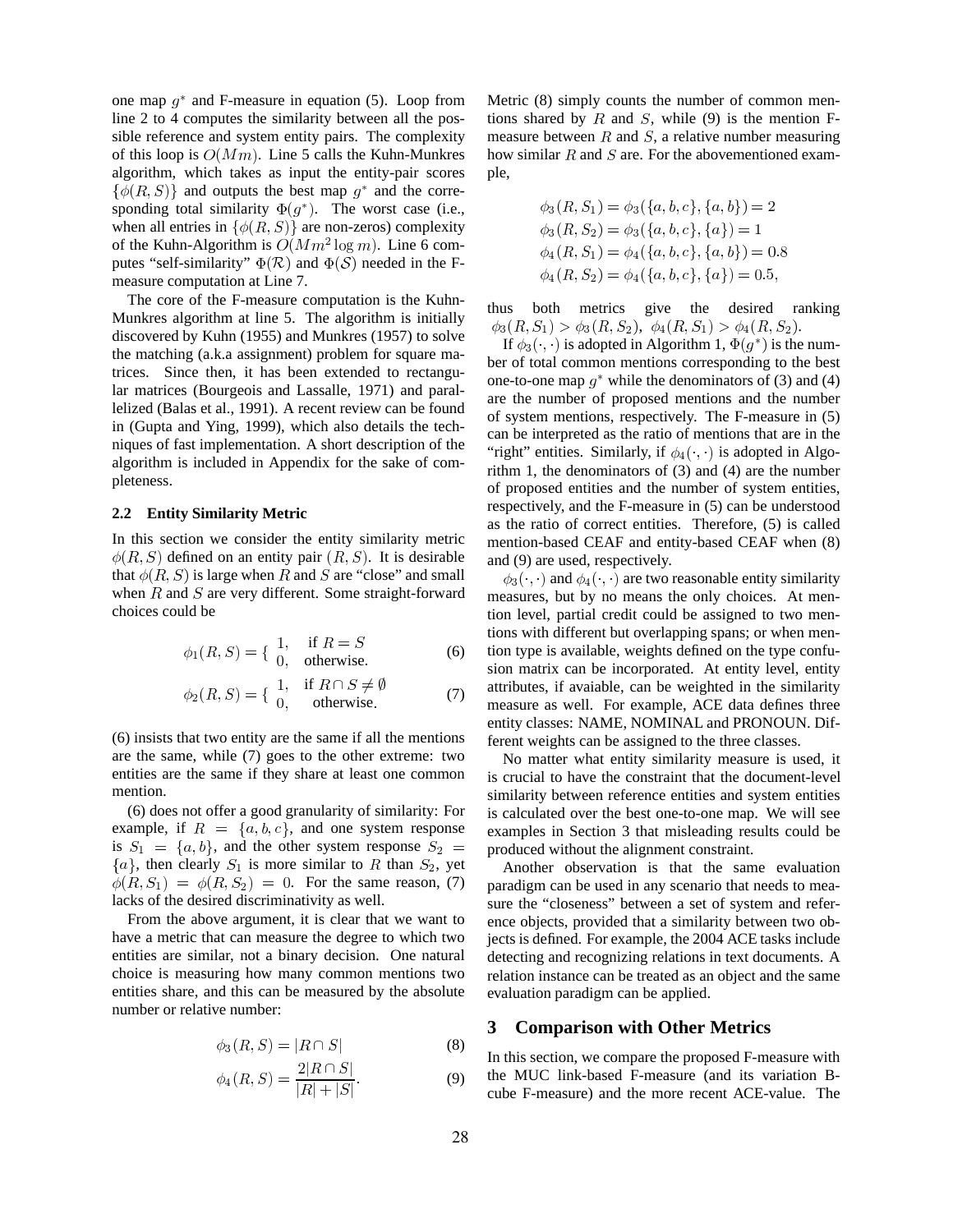one map $g^*$ and F-measure in equation (5). Loop from line 2 to 4 computes the similarity between all the possible reference and system entity pairs. The complexity of this loop is $O(Mm)$. Line 5 calls the Kuhn-Munkres algorithm, which takes as input the entity-pair scores $\{\phi(R, S)\}$ and outputs the best map $g^*$ and the corresponding total similarity $\Phi(g^*)$. The worst case (i.e., when all entries in $\{\phi(R, S)\}$ are non-zeros) complexity of the Kuhn-Algorithm is $O(Mm^2 \log m)$. Line 6 computes "self-similarity" $\Phi(\mathcal{R})$ and $\Phi(\mathcal{S})$ needed in the F-measure computation at Line 7.

The core of the F-measure computation is the Kuhn-Munkres algorithm at line 5. The algorithm is initially discovered by Kuhn (1955) and Munkres (1957) to solve the matching (a.k.a assignment) problem for square matrices. Since then, it has been extended to rectangular matrices (Bourgeois and Lassalle, 1971) and parallelized (Balas et al., 1991). A recent review can be found in (Gupta and Ying, 1999), which also details the techniques of fast implementation. A short description of the algorithm is included in Appendix for the sake of completeness.

### 2.2 Entity Similarity Metric

In this section we consider the entity similarity metric $\phi(R, S)$ defined on an entity pair $(R, S)$. It is desirable that $\phi(R, S)$ is large when $R$ and $S$ are "close" and small when $R$ and $S$ are very different. Some straight-forward choices could be

$$\phi_1(R, S) = \begin{cases} 1, & \text{if } R = S \\ 0, & \text{otherwise.} \end{cases} \quad (6)$$

$$\phi_2(R, S) = \begin{cases} 1, & \text{if } R \cap S \neq \emptyset \\ 0, & \text{otherwise.} \end{cases} \quad (7)$$

(6) insists that two entity are the same if all the mentions are the same, while (7) goes to the other extreme: two entities are the same if they share at least one common mention.

(6) does not offer a good granularity of similarity: For example, if $R = \{a, b, c\}$, and one system response is $S_1 = \{a, b\}$, and the other system response $S_2 = \{a\}$, then clearly $S_1$ is more similar to $R$ than $S_2$, yet $\phi(R, S_1) = \phi(R, S_2) = 0$. For the same reason, (7) lacks of the desired discriminativity as well.

From the above argument, it is clear that we want to have a metric that can measure the degree to which two entities are similar, not a binary decision. One natural choice is measuring how many common mentions two entities share, and this can be measured by the absolute number or relative number:

$$\phi_3(R, S) = |R \cap S| \quad (8)$$

$$\phi_4(R, S) = \frac{2|R \cap S|}{|R| + |S|}. \quad (9)$$

Metric (8) simply counts the number of common mentions shared by $R$ and $S$, while (9) is the mention F-measure between $R$ and $S$, a relative number measuring how similar $R$ and $S$ are. For the abovementioned example,

$$\phi_3(R, S_1) = \phi_3(\{a, b, c\}, \{a, b\}) = 2$$
$$\phi_3(R, S_2) = \phi_3(\{a, b, c\}, \{a\}) = 1$$
$$\phi_4(R, S_1) = \phi_4(\{a, b, c\}, \{a, b\}) = 0.8$$
$$\phi_4(R, S_2) = \phi_4(\{a, b, c\}, \{a\}) = 0.5,$$

thus both metrics give the desired ranking $\phi_3(R, S_1) > \phi_3(R, S_2)$, $\phi_4(R, S_1) > \phi_4(R, S_2)$.

If $\phi_3(\cdot, \cdot)$ is adopted in Algorithm 1, $\Phi(g^*)$ is the number of total common mentions corresponding to the best one-to-one map $g^*$ while the denominators of (3) and (4) are the number of proposed mentions and the number of system mentions, respectively. The F-measure in (5) can be interpreted as the ratio of mentions that are in the "right" entities. Similarly, if $\phi_4(\cdot, \cdot)$ is adopted in Algorithm 1, the denominators of (3) and (4) are the number of proposed entities and the number of system entities, respectively, and the F-measure in (5) can be understood as the ratio of correct entities. Therefore, (5) is called mention-based CEAF and entity-based CEAF when (8) and (9) are used, respectively.

$\phi_3(\cdot, \cdot)$ and $\phi_4(\cdot, \cdot)$ are two reasonable entity similarity measures, but by no means the only choices. At mention level, partial credit could be assigned to two mentions with different but overlapping spans; or when mention type is available, weights defined on the type confusion matrix can be incorporated. At entity level, entity attributes, if avaiable, can be weighted in the similarity measure as well. For example, ACE data defines three entity classes: NAME, NOMINAL and PRONOUN. Different weights can be assigned to the three classes.

No matter what entity similarity measure is used, it is crucial to have the constraint that the document-level similarity between reference entities and system entities is calculated over the best one-to-one map. We will see examples in Section 3 that misleading results could be produced without the alignment constraint.

Another observation is that the same evaluation paradigm can be used in any scenario that needs to measure the "closeness" between a set of system and reference objects, provided that a similarity between two objects is defined. For example, the 2004 ACE tasks include detecting and recognizing relations in text documents. A relation instance can be treated as an object and the same evaluation paradigm can be applied.

## 3 Comparison with Other Metrics

In this section, we compare the proposed F-measure with the MUC link-based F-measure (and its variation B-cube F-measure) and the more recent ACE-value. The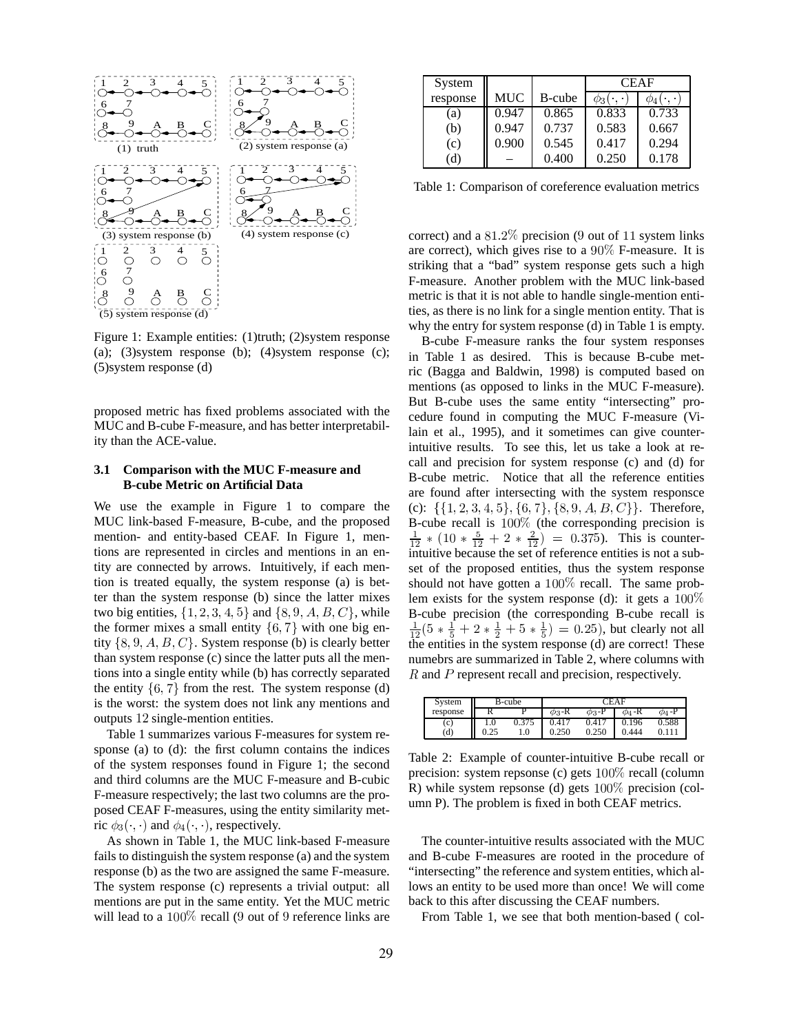Figure 1: Example entities: (1)truth; (2)system response (a); (3)system response (b); (4)system response (c); (5)system response (d)

proposed metric has fixed problems associated with the MUC and B-cube F-measure, and has better interpretability than the ACE-value.

### 3.1 Comparison with the MUC F-measure and B-cube Metric on Artificial Data

We use the example in Figure 1 to compare the MUC link-based F-measure, B-cube, and the proposed mention- and entity-based CEAF. In Figure 1, mentions are represented in circles and mentions in an entity are connected by arrows. Intuitively, if each mention is treated equally, the system response (a) is better than the system response (b) since the latter mixes two big entities, $\{1, 2, 3, 4, 5\}$ and $\{8, 9, A, B, C\}$, while the former mixes a small entity $\{6, 7\}$ with one big entity $\{8, 9, A, B, C\}$. System response (b) is clearly better than system response (c) since the latter puts all the mentions into a single entity while (b) has correctly separated the entity $\{6, 7\}$ from the rest. The system response (d) is the worst: the system does not link any mentions and outputs 12 single-mention entities.

Table 1 summarizes various F-measures for system response (a) to (d): the first column contains the indices of the system responses found in Figure 1; the second and third columns are the MUC F-measure and B-cubic F-measure respectively; the last two columns are the proposed CEAF F-measures, using the entity similarity metric $\phi_3(\cdot, \cdot)$ and $\phi_4(\cdot, \cdot)$, respectively.

As shown in Table 1, the MUC link-based F-measure fails to distinguish the system response (a) and the system response (b) as the two are assigned the same F-measure. The system response (c) represents a trivial output: all mentions are put in the same entity. Yet the MUC metric will lead to a 100% recall (9 out of 9 reference links are correct) and a 81.2% precision (9 out of 11 system links are correct), which gives rise to a 90% F-measure. It is striking that a "bad" system response gets such a high F-measure. Another problem with the MUC link-based metric is that it is not able to handle single-mention entities, as there is no link for a single mention entity. That is why the entry for system response (d) in Table 1 is empty.

| System response | MUC | B-cube | CEAF $\phi_3(\cdot, \cdot)$ | CEAF $\phi_4(\cdot, \cdot)$ |
|---|---|---|---|---|
| (a) | 0.947 | 0.865 | 0.833 | 0.733 |
| (b) | 0.947 | 0.737 | 0.583 | 0.667 |
| (c) | 0.900 | 0.545 | 0.417 | 0.294 |
| (d) | – | 0.400 | 0.250 | 0.178 |

Table 1: Comparison of coreference evaluation metrics

B-cube F-measure ranks the four system responses in Table 1 as desired. This is because B-cube metric (Bagga and Baldwin, 1998) is computed based on mentions (as opposed to links in the MUC F-measure). But B-cube uses the same entity "intersecting" procedure found in computing the MUC F-measure (Vilain et al., 1995), and it sometimes can give counter-intuitive results. To see this, let us take a look at recall and precision for system response (c) and (d) for B-cube metric. Notice that all the reference entities are found after intersecting with the system responsce (c): $\{\{1, 2, 3, 4, 5\}, \{6, 7\}, \{8, 9, A, B, C\}\}$. Therefore, B-cube recall is 100% (the corresponding precision is $\frac{1}{12} * (10 * \frac{5}{12} + 2 * \frac{2}{12}) = 0.375$). This is counter-intuitive because the set of reference entities is not a subset of the proposed entities, thus the system response should not have gotten a 100% recall. The same problem exists for the system response (d): it gets a 100% B-cube precision (the corresponding B-cube recall is $\frac{1}{12}(5 * \frac{1}{5} + 2 * \frac{1}{2} + 5 * \frac{1}{5}) = 0.25$), but clearly not all the entities in the system response (d) are correct! These numebrs are summarized in Table 2, where columns with $R$ and $P$ represent recall and precision, respectively.

| System response | B-cube R | B-cube P | CEAF $\phi_3$-R | CEAF $\phi_3$-P | CEAF $\phi_4$-R | CEAF $\phi_4$-P |
|---|---|---|---|---|---|---|
| (c) | 1.0 | 0.375 | 0.417 | 0.417 | 0.196 | 0.588 |
| (d) | 0.25 | 1.0 | 0.250 | 0.250 | 0.444 | 0.111 |

Table 2: Example of counter-intuitive B-cube recall or precision: system repsonse (c) gets 100% recall (column R) while system repsonse (d) gets 100% precision (column P). The problem is fixed in both CEAF metrics.

The counter-intuitive results associated with the MUC and B-cube F-measures are rooted in the procedure of "intersecting" the reference and system entities, which allows an entity to be used more than once! We will come back to this after discussing the CEAF numbers.

From Table 1, we see that both mention-based ( col-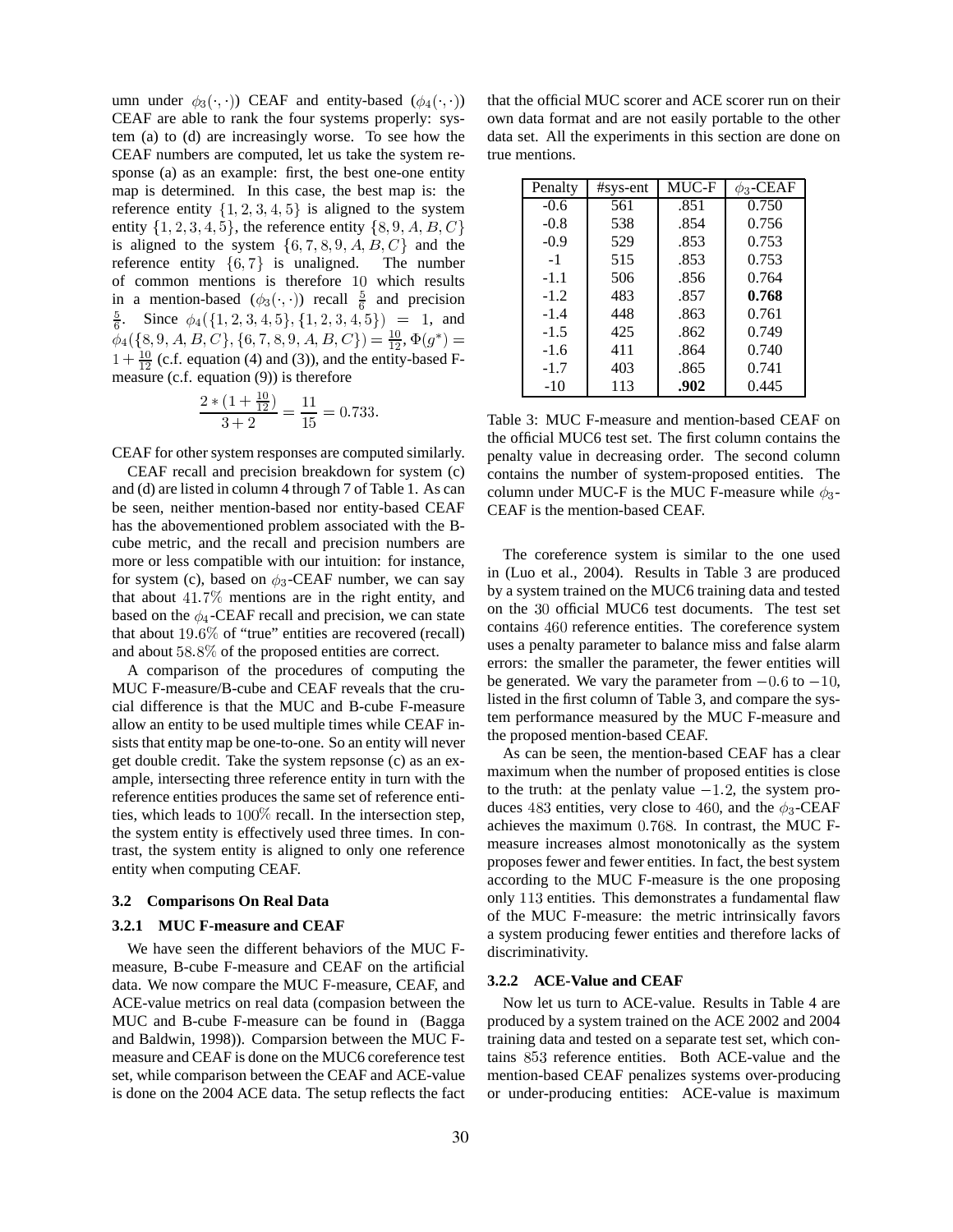umn under $\phi_3(\cdot,\cdot)$) CEAF and entity-based ($\phi_4(\cdot,\cdot)$) CEAF are able to rank the four systems properly: system (a) to (d) are increasingly worse. To see how the CEAF numbers are computed, let us take the system response (a) as an example: first, the best one-one entity map is determined. In this case, the best map is: the reference entity $\{1, 2, 3, 4, 5\}$ is aligned to the system entity $\{1, 2, 3, 4, 5\}$, the reference entity $\{8, 9, A, B, C\}$ is aligned to the system $\{6, 7, 8, 9, A, B, C\}$ and the reference entity $\{6, 7\}$ is unaligned. The number of common mentions is therefore $10$ which results in a mention-based ($\phi_3(\cdot,\cdot)$) recall $\frac{5}{6}$ and precision $\frac{5}{6}$. Since $\phi_4(\{1, 2, 3, 4, 5\}, \{1, 2, 3, 4, 5\}) = 1$, and $\phi_4(\{8, 9, A, B, C\}, \{6, 7, 8, 9, A, B, C\}) = \frac{10}{12}$, $\Phi(g^*) = 1 + \frac{10}{12}$ (c.f. equation (4) and (3)), and the entity-based F-measure (c.f. equation (9)) is therefore

$$\frac{2 * (1 + \frac{10}{12})}{3 + 2} = \frac{11}{15} = 0.733.$$

CEAF for other system responses are computed similarly.

CEAF recall and precision breakdown for system (c) and (d) are listed in column 4 through 7 of Table 1. As can be seen, neither mention-based nor entity-based CEAF has the abovementioned problem associated with the B-cube metric, and the recall and precision numbers are more or less compatible with our intuition: for instance, for system (c), based on $\phi_3$-CEAF number, we can say that about $41.7\%$ mentions are in the right entity, and based on the $\phi_4$-CEAF recall and precision, we can state that about $19.6\%$ of "true" entities are recovered (recall) and about $58.8\%$ of the proposed entities are correct.

A comparison of the procedures of computing the MUC F-measure/B-cube and CEAF reveals that the crucial difference is that the MUC and B-cube F-measure allow an entity to be used multiple times while CEAF insists that entity map be one-to-one. So an entity will never get double credit. Take the system repsonse (c) as an example, intersecting three reference entity in turn with the reference entities produces the same set of reference entities, which leads to $100\%$ recall. In the intersection step, the system entity is effectively used three times. In contrast, the system entity is aligned to only one reference entity when computing CEAF.

### 3.2 Comparisons On Real Data

#### 3.2.1 MUC F-measure and CEAF

We have seen the different behaviors of the MUC F-measure, B-cube F-measure and CEAF on the artificial data. We now compare the MUC F-measure, CEAF, and ACE-value metrics on real data (compasion between the MUC and B-cube F-measure can be found in (Bagga and Baldwin, 1998)). Comparsion between the MUC F-measure and CEAF is done on the MUC6 coreference test set, while comparison between the CEAF and ACE-value is done on the 2004 ACE data. The setup reflects the fact that the official MUC scorer and ACE scorer run on their own data format and are not easily portable to the other data set. All the experiments in this section are done on true mentions.

| Penalty | #sys-ent | MUC-F | $\phi_3$-CEAF |
|---|---|---|---|
| -0.6 | 561 | .851 | 0.750 |
| -0.8 | 538 | .854 | 0.756 |
| -0.9 | 529 | .853 | 0.753 |
| -1 | 515 | .853 | 0.753 |
| -1.1 | 506 | .856 | 0.764 |
| -1.2 | 483 | .857 | **0.768** |
| -1.4 | 448 | .863 | 0.761 |
| -1.5 | 425 | .862 | 0.749 |
| -1.6 | 411 | .864 | 0.740 |
| -1.7 | 403 | .865 | 0.741 |
| -10 | 113 | **.902** | 0.445 |

Table 3: MUC F-measure and mention-based CEAF on the official MUC6 test set. The first column contains the penalty value in decreasing order. The second column contains the number of system-proposed entities. The column under MUC-F is the MUC F-measure while $\phi_3$-CEAF is the mention-based CEAF.

The coreference system is similar to the one used in (Luo et al., 2004). Results in Table 3 are produced by a system trained on the MUC6 training data and tested on the $30$ official MUC6 test documents. The test set contains $460$ reference entities. The coreference system uses a penalty parameter to balance miss and false alarm errors: the smaller the parameter, the fewer entities will be generated. We vary the parameter from $-0.6$ to $-10$, listed in the first column of Table 3, and compare the system performance measured by the MUC F-measure and the proposed mention-based CEAF.

As can be seen, the mention-based CEAF has a clear maximum when the number of proposed entities is close to the truth: at the penlaty value $-1.2$, the system produces $483$ entities, very close to $460$, and the $\phi_3$-CEAF achieves the maximum $0.768$. In contrast, the MUC F-measure increases almost monotonically as the system proposes fewer and fewer entities. In fact, the best system according to the MUC F-measure is the one proposing only $113$ entities. This demonstrates a fundamental flaw of the MUC F-measure: the metric intrinsically favors a system producing fewer entities and therefore lacks of discriminativity.

#### 3.2.2 ACE-Value and CEAF

Now let us turn to ACE-value. Results in Table 4 are produced by a system trained on the ACE 2002 and 2004 training data and tested on a separate test set, which contains $853$ reference entities. Both ACE-value and the mention-based CEAF penalizes systems over-producing or under-producing entities: ACE-value is maximum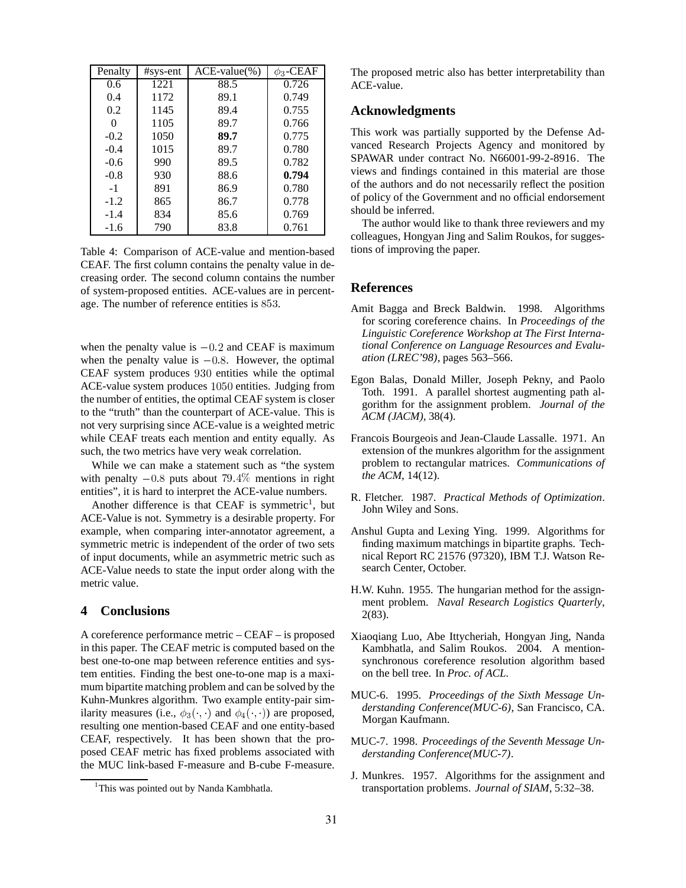| Penalty | #sys-ent | ACE-value(%) | $\phi_3$-CEAF |
|---|---|---|---|
| 0.6 | 1221 | 88.5 | 0.726 |
| 0.4 | 1172 | 89.1 | 0.749 |
| 0.2 | 1145 | 89.4 | 0.755 |
| 0 | 1105 | 89.7 | 0.766 |
| -0.2 | 1050 | **89.7** | 0.775 |
| -0.4 | 1015 | 89.7 | 0.780 |
| -0.6 | 990 | 89.5 | 0.782 |
| -0.8 | 930 | 88.6 | **0.794** |
| -1 | 891 | 86.9 | 0.780 |
| -1.2 | 865 | 86.7 | 0.778 |
| -1.4 | 834 | 85.6 | 0.769 |
| -1.6 | 790 | 83.8 | 0.761 |

Table 4: Comparison of ACE-value and mention-based CEAF. The first column contains the penalty value in decreasing order. The second column contains the number of system-proposed entities. ACE-values are in percentage. The number of reference entities is $853$.

when the penalty value is $-0.2$ and CEAF is maximum when the penalty value is $-0.8$. However, the optimal CEAF system produces $930$ entities while the optimal ACE-value system produces $1050$ entities. Judging from the number of entities, the optimal CEAF system is closer to the "truth" than the counterpart of ACE-value. This is not very surprising since ACE-value is a weighted metric while CEAF treats each mention and entity equally. As such, the two metrics have very weak correlation.

While we can make a statement such as "the system with penalty $-0.8$ puts about $79.4\%$ mentions in right entities", it is hard to interpret the ACE-value numbers.

Another difference is that CEAF is symmetric[1], but ACE-Value is not. Symmetry is a desirable property. For example, when comparing inter-annotator agreement, a symmetric metric is independent of the order of two sets of input documents, while an asymmetric metric such as ACE-Value needs to state the input order along with the metric value.

## 4 Conclusions

A coreference performance metric – CEAF – is proposed in this paper. The CEAF metric is computed based on the best one-to-one map between reference entities and system entities. Finding the best one-to-one map is a maximum bipartite matching problem and can be solved by the Kuhn-Munkres algorithm. Two example entity-pair similarity measures (i.e., $\phi_3(\cdot,\cdot)$ and $\phi_4(\cdot,\cdot)$) are proposed, resulting one mention-based CEAF and one entity-based CEAF, respectively. It has been shown that the proposed CEAF metric has fixed problems associated with the MUC link-based F-measure and B-cube F-measure. The proposed metric also has better interpretability than ACE-value.

[1] This was pointed out by Nanda Kambhatla.

## Acknowledgments

This work was partially supported by the Defense Advanced Research Projects Agency and monitored by SPAWAR under contract No. N66001-99-2-8916. The views and findings contained in this material are those of the authors and do not necessarily reflect the position of policy of the Government and no official endorsement should be inferred.

The author would like to thank three reviewers and my colleagues, Hongyan Jing and Salim Roukos, for suggestions of improving the paper.

## References

Amit Bagga and Breck Baldwin. 1998. Algorithms for scoring coreference chains. In *Proceedings of the Linguistic Coreference Workshop at The First International Conference on Language Resources and Evaluation (LREC'98)*, pages 563–566.

Egon Balas, Donald Miller, Joseph Pekny, and Paolo Toth. 1991. A parallel shortest augmenting path algorithm for the assignment problem. *Journal of the ACM (JACM)*, 38(4).

Francois Bourgeois and Jean-Claude Lassalle. 1971. An extension of the munkres algorithm for the assignment problem to rectangular matrices. *Communications of the ACM*, 14(12).

R. Fletcher. 1987. *Practical Methods of Optimization*. John Wiley and Sons.

Anshul Gupta and Lexing Ying. 1999. Algorithms for finding maximum matchings in bipartite graphs. Technical Report RC 21576 (97320), IBM T.J. Watson Research Center, October.

H.W. Kuhn. 1955. The hungarian method for the assignment problem. *Naval Research Logistics Quarterly*, 2(83).

Xiaoqiang Luo, Abe Ittycheriah, Hongyan Jing, Nanda Kambhatla, and Salim Roukos. 2004. A mention-synchronous coreference resolution algorithm based on the bell tree. In *Proc. of ACL*.

MUC-6. 1995. *Proceedings of the Sixth Message Understanding Conference(MUC-6)*, San Francisco, CA. Morgan Kaufmann.

MUC-7. 1998. *Proceedings of the Seventh Message Understanding Conference(MUC-7)*.

J. Munkres. 1957. Algorithms for the assignment and transportation problems. *Journal of SIAM*, 5:32–38.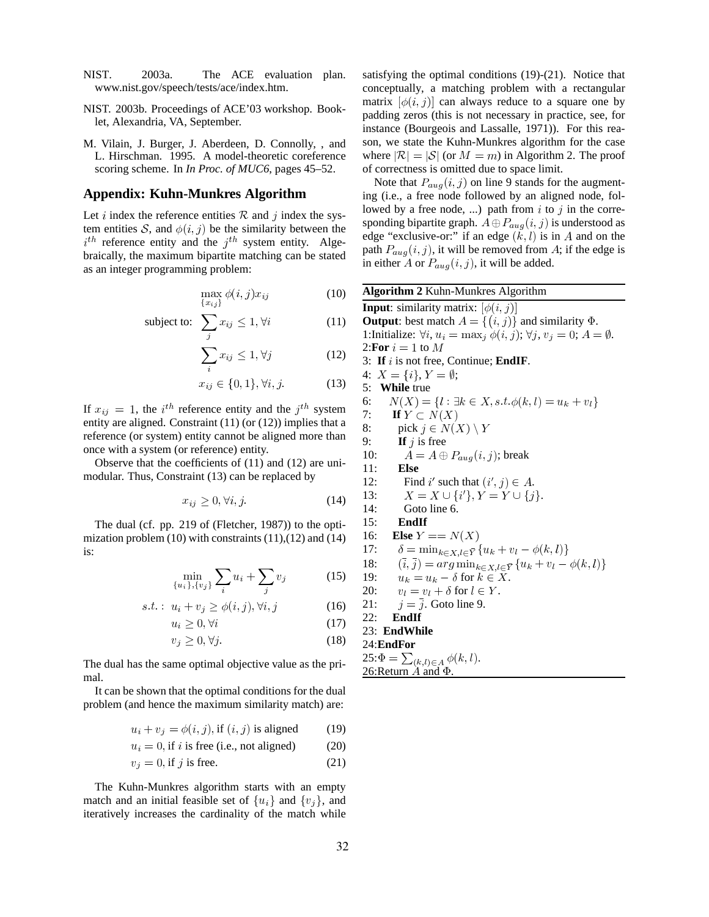NIST. 2003a. The ACE evaluation plan. www.nist.gov/speech/tests/ace/index.htm.

NIST. 2003b. Proceedings of ACE'03 workshop. Booklet, Alexandria, VA, September.

M. Vilain, J. Burger, J. Aberdeen, D. Connolly, , and L. Hirschman. 1995. A model-theoretic coreference scoring scheme. In *In Proc. of MUC6*, pages 45–52.

## Appendix: Kuhn-Munkres Algorithm

Let $i$ index the reference entities $\mathcal{R}$ and $j$ index the system entities $\mathcal{S}$, and $\phi(i,j)$ be the similarity between the $i^{th}$ reference entity and the $j^{th}$ system entity. Algebraically, the maximum bipartite matching can be stated as an integer programming problem:

$$\max_{\{x_{ij}\}} \phi(i,j)x_{ij} \tag{10}$$

$$\text{subject to: } \sum_j x_{ij} \le 1, \forall i \tag{11}$$

$$\sum_i x_{ij} \le 1, \forall j \tag{12}$$

$$x_{ij} \in \{0,1\}, \forall i,j. \tag{13}$$

If $x_{ij} = 1$, the $i^{th}$ reference entity and the $j^{th}$ system entity are aligned. Constraint (11) (or (12)) implies that a reference (or system) entity cannot be aligned more than once with a system (or reference) entity.

Observe that the coefficients of (11) and (12) are unimodular. Thus, Constraint (13) can be replaced by

$$x_{ij} \ge 0, \forall i,j. \tag{14}$$

The dual (cf. pp. 219 of (Fletcher, 1987)) to the optimization problem (10) with constraints (11),(12) and (14) is:

$$\min_{\{u_i\},\{v_j\}} \sum_i u_i + \sum_j v_j \tag{15}$$

$$s.t.: \ u_i + v_j \ge \phi(i,j), \forall i,j \tag{16}$$

$$u_i \ge 0, \forall i \tag{17}$$

$$v_j \ge 0, \forall j. \tag{18}$$

The dual has the same optimal objective value as the primal.

It can be shown that the optimal conditions for the dual problem (and hence the maximum similarity match) are:

$$u_i + v_j = \phi(i,j), \text{ if } (i,j) \text{ is aligned} \tag{19}$$

$$u_i = 0, \text{ if } i \text{ is free (i.e., not aligned)} \tag{20}$$

$$v_j = 0, \text{ if } j \text{ is free.} \tag{21}$$

The Kuhn-Munkres algorithm starts with an empty match and an initial feasible set of $\{u_i\}$ and $\{v_j\}$, and iteratively increases the cardinality of the match while satisfying the optimal conditions (19)-(21). Notice that conceptually, a matching problem with a rectangular matrix $[\phi(i,j)]$ can always reduce to a square one by padding zeros (this is not necessary in practice, see, for instance (Bourgeois and Lassalle, 1971)). For this reason, we state the Kuhn-Munkres algorithm for the case where $|\mathcal{R}| = |\mathcal{S}|$ (or $M = m$) in Algorithm 2. The proof of correctness is omitted due to space limit.

Note that $P_{aug}(i,j)$ on line 9 stands for the augmenting (i.e., a free node followed by an aligned node, followed by a free node, ...) path from $i$ to $j$ in the corresponding bipartite graph. $A \oplus P_{aug}(i,j)$ is understood as edge "exclusive-or:" if an edge $(k,l)$ is in $A$ and on the path $P_{aug}(i,j)$, it will be removed from $A$; if the edge is in either $A$ or $P_{aug}(i,j)$, it will be added.

**Algorithm 2** Kuhn-Munkres Algorithm

**Input**: similarity matrix: $[\phi(i,j)]$
**Output**: best match $A = \{(i,j)\}$ and similarity $\Phi$.
1:Initialize: $\forall i, u_i = \max_j \phi(i,j)$; $\forall j, v_j = 0$; $A = \emptyset$.
2:**For** $i = 1$ to $M$
3: **If** $i$ is not free, Continue; **EndIF**.
4: $X = \{i\}, Y = \emptyset$;
5: **While** true
6: $N(X) = \{l : \exists k \in X, s.t. \phi(k,l) = u_k + v_l\}$
7: **If** $Y \subset N(X)$
8: pick $j \in N(X) \setminus Y$
9: **If** $j$ is free
10: $A = A \oplus P_{aug}(i,j)$; break
11: **Else**
12: Find $i'$ such that $(i', j) \in A$.
13: $X = X \cup \{i'\}, Y = Y \cup \{j\}$.
14: Goto line 6.
15: **EndIf**
16: **Else** $Y == N(X)$
17: $\delta = \min_{k \in X, l \in \bar{Y}} \{u_k + v_l - \phi(k,l)\}$
18: $(\bar{i}, \bar{j}) = arg\min_{k \in X, l \in \bar{Y}} \{u_k + v_l - \phi(k,l)\}$
19: $u_k = u_k - \delta$ for $k \in X$.
20: $v_l = v_l + \delta$ for $l \in Y$.
21: $j = \bar{j}$. Goto line 9.
22: **EndIf**
23: **EndWhile**
24:**EndFor**
25:$\Phi = \sum_{(k,l) \in A} \phi(k,l)$.
26:Return $A$ and $\Phi$.